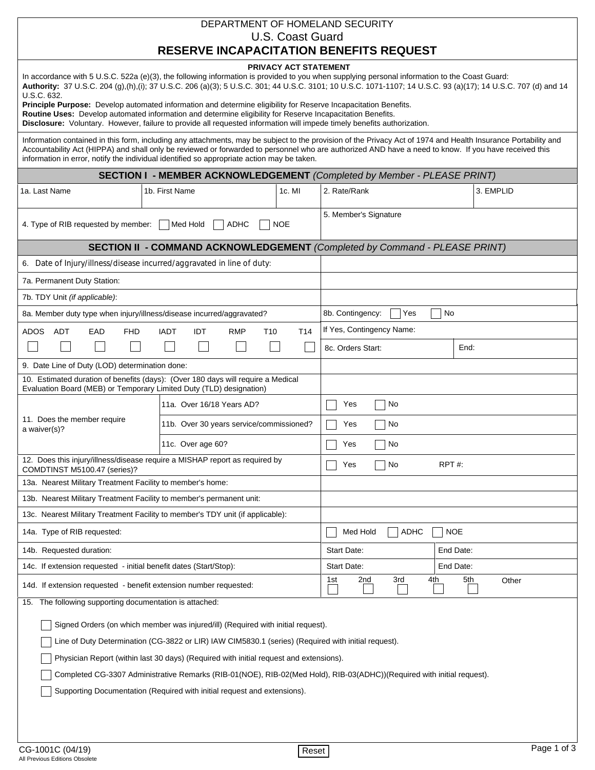# DEPARTMENT OF HOMELAND SECURITY
## U.S. Coast Guard
## RESERVE INCAPACITATION BENEFITS REQUEST

**PRIVACY ACT STATEMENT**

In accordance with 5 U.S.C. 522a (e)(3), the following information is provided to you when supplying personal information to the Coast Guard:
**Authority:** 37 U.S.C. 204 (g),(h),(i); 37 U.S.C. 206 (a)(3); 5 U.S.C. 301; 44 U.S.C. 3101; 10 U.S.C. 1071-1107; 14 U.S.C. 93 (a)(17); 14 U.S.C. 707 (d) and 14 U.S.C. 632.
**Principle Purpose:** Develop automated information and determine eligibility for Reserve Incapacitation Benefits.
**Routine Uses:** Develop automated information and determine eligibility for Reserve Incapacitation Benefits.
**Disclosure:** Voluntary. However, failure to provide all requested information will impede timely benefits authorization.

Information contained in this form, including any attachments, may be subject to the provision of the Privacy Act of 1974 and Health Insurance Portability and Accountability Act (HIPPA) and shall only be reviewed or forwarded to personnel who are authorized AND have a need to know. If you have received this information in error, notify the individual identified so appropriate action may be taken.

## SECTION I - MEMBER ACKNOWLEDGEMENT *(Completed by Member - PLEASE PRINT)*

| 1a. Last Name | 1b. First Name | 1c. MI | 2. Rate/Rank | 3. EMPLID |
|---|---|---|---|---|
| 4. Type of RIB requested by member: ☐ Med Hold ☐ ADHC ☐ NOE | | | 5. Member's Signature | |

## SECTION II - COMMAND ACKNOWLEDGEMENT *(Completed by Command - PLEASE PRINT)*

| | |
|---|---|
| 6. Date of Injury/illness/disease incurred/aggravated in line of duty: | |
| 7a. Permanent Duty Station: | |
| 7b. TDY Unit *(if applicable)*: | |
| 8a. Member duty type when injury/illness/disease incurred/aggravated? | 8b. Contingency: ☐ Yes ☐ No |
| ADOS ☐ ADT ☐ EAD ☐ FHD ☐ IADT ☐ IDT ☐ RMP ☐ T10 ☐ T14 ☐ | If Yes, Contingency Name: |
| | 8c. Orders Start: End: |
| 9. Date Line of Duty (LOD) determination done: | |
| 10. Estimated duration of benefits (days): (Over 180 days will require a Medical Evaluation Board (MEB) or Temporary Limited Duty (TLD) designation) | |
| 11. Does the member require a waiver(s)? 11a. Over 16/18 Years AD? | ☐ Yes ☐ No |
| 11b. Over 30 years service/commissioned? | ☐ Yes ☐ No |
| 11c. Over age 60? | ☐ Yes ☐ No |
| 12. Does this injury/illness/disease require a MISHAP report as required by COMDTINST M5100.47 (series)? | ☐ Yes ☐ No RPT #: |
| 13a. Nearest Military Treatment Facility to member's home: | |
| 13b. Nearest Military Treatment Facility to member's permanent unit: | |
| 13c. Nearest Military Treatment Facility to member's TDY unit (if applicable): | |
| 14a. Type of RIB requested: | ☐ Med Hold ☐ ADHC ☐ NOE |
| 14b. Requested duration: | Start Date: End Date: |
| 14c. If extension requested - initial benefit dates (Start/Stop): | Start Date: End Date: |
| 14d. If extension requested - benefit extension number requested: | 1st ☐ 2nd ☐ 3rd ☐ 4th ☐ 5th ☐ Other |

15. The following supporting documentation is attached:

- ☐ Signed Orders (on which member was injured/ill) (Required with initial request).
- ☐ Line of Duty Determination (CG-3822 or LIR) IAW CIM5830.1 (series) (Required with initial request).
- ☐ Physician Report (within last 30 days) (Required with initial request and extensions).
- ☐ Completed CG-3307 Administrative Remarks (RIB-01(NOE), RIB-02(Med Hold), RIB-03(ADHC))(Required with initial request).
- ☐ Supporting Documentation (Required with initial request and extensions).

CG-1001C (04/19)
All Previous Editions Obsolete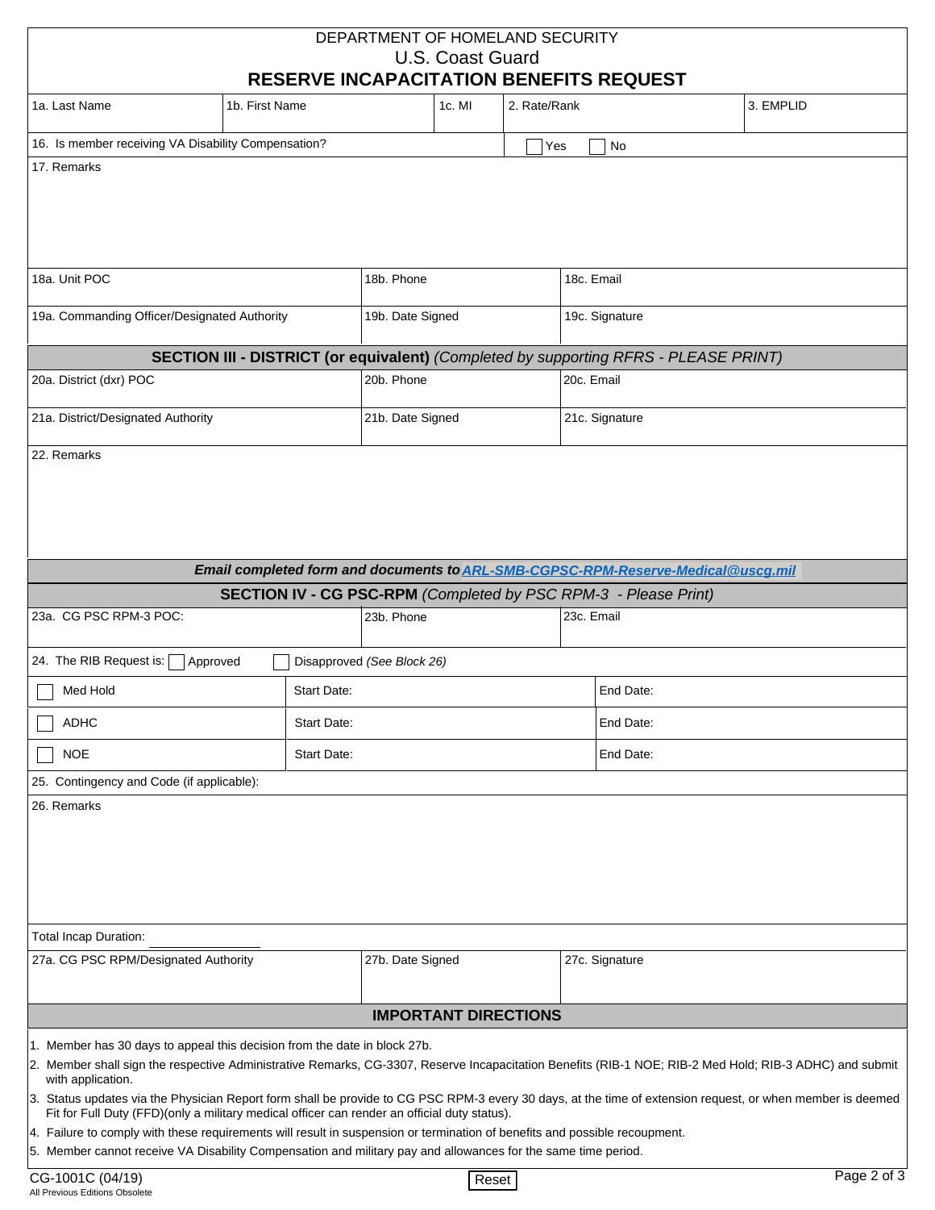DEPARTMENT OF HOMELAND SECURITY

U.S. Coast Guard

# RESERVE INCAPACITATION BENEFITS REQUEST

| 1a. Last Name | 1b. First Name | 1c. MI | 2. Rate/Rank | 3. EMPLID |
| --- | --- | --- | --- | --- |
| | | | | |

16. Is member receiving VA Disability Compensation? ☐ Yes ☐ No

17. Remarks

| 18a. Unit POC | 18b. Phone | 18c. Email |
| --- | --- | --- |
| 19a. Commanding Officer/Designated Authority | 19b. Date Signed | 19c. Signature |

## SECTION III - DISTRICT (or equivalent) *(Completed by supporting RFRS - PLEASE PRINT)*

| 20a. District (dxr) POC | 20b. Phone | 20c. Email |
| --- | --- | --- |
| 21a. District/Designated Authority | 21b. Date Signed | 21c. Signature |

22. Remarks

***Email completed form and documents to ARL-SMB-CGPSC-RPM-Reserve-Medical@uscg.mil***

## SECTION IV - CG PSC-RPM *(Completed by PSC RPM-3 - Please Print)*

| 23a. CG PSC RPM-3 POC: | 23b. Phone | 23c. Email |
| --- | --- | --- |
| | | |

24. The RIB Request is: ☐ Approved ☐ Disapproved *(See Block 26)*

| | | |
| --- | --- | --- |
| ☐ Med Hold | Start Date: | End Date: |
| ☐ ADHC | Start Date: | End Date: |
| ☐ NOE | Start Date: | End Date: |

25. Contingency and Code (if applicable):

26. Remarks

Total Incap Duration: ____________

| 27a. CG PSC RPM/Designated Authority | 27b. Date Signed | 27c. Signature |
| --- | --- | --- |
| | | |

## IMPORTANT DIRECTIONS

1. Member has 30 days to appeal this decision from the date in block 27b.
2. Member shall sign the respective Administrative Remarks, CG-3307, Reserve Incapacitation Benefits (RIB-1 NOE; RIB-2 Med Hold; RIB-3 ADHC) and submit with application.
3. Status updates via the Physician Report form shall be provide to CG PSC RPM-3 every 30 days, at the time of extension request, or when member is deemed Fit for Full Duty (FFD)(only a military medical officer can render an official duty status).
4. Failure to comply with these requirements will result in suspension or termination of benefits and possible recoupment.
5. Member cannot receive VA Disability Compensation and military pay and allowances for the same time period.

CG-1001C (04/19)
All Previous Editions Obsolete

Reset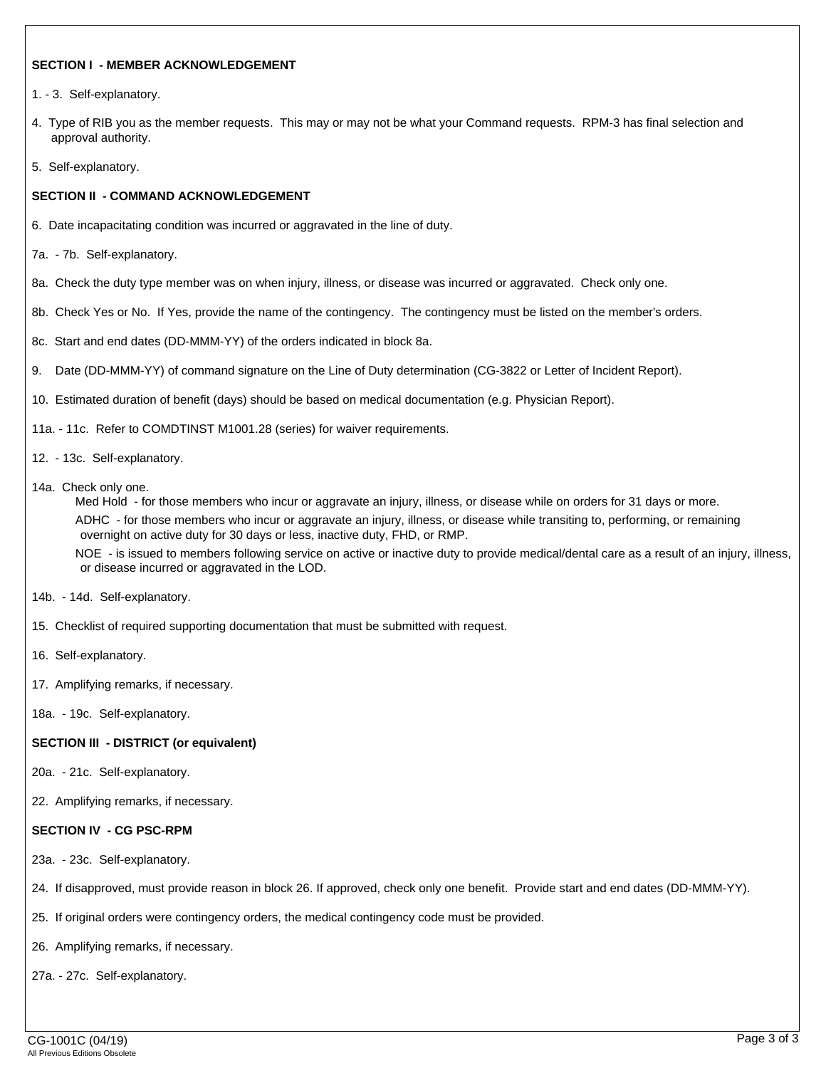**SECTION I - MEMBER ACKNOWLEDGEMENT**

1. - 3. Self-explanatory.

4. Type of RIB you as the member requests. This may or may not be what your Command requests. RPM-3 has final selection and approval authority.

5. Self-explanatory.

**SECTION II - COMMAND ACKNOWLEDGEMENT**

6. Date incapacitating condition was incurred or aggravated in the line of duty.

7a. - 7b. Self-explanatory.

8a. Check the duty type member was on when injury, illness, or disease was incurred or aggravated. Check only one.

8b. Check Yes or No. If Yes, provide the name of the contingency. The contingency must be listed on the member's orders.

8c. Start and end dates (DD-MMM-YY) of the orders indicated in block 8a.

9. Date (DD-MMM-YY) of command signature on the Line of Duty determination (CG-3822 or Letter of Incident Report).

10. Estimated duration of benefit (days) should be based on medical documentation (e.g. Physician Report).

11a. - 11c. Refer to COMDTINST M1001.28 (series) for waiver requirements.

12. - 13c. Self-explanatory.

14a. Check only one.

- Med Hold - for those members who incur or aggravate an injury, illness, or disease while on orders for 31 days or more.
- ADHC - for those members who incur or aggravate an injury, illness, or disease while transiting to, performing, or remaining overnight on active duty for 30 days or less, inactive duty, FHD, or RMP.
- NOE - is issued to members following service on active or inactive duty to provide medical/dental care as a result of an injury, illness, or disease incurred or aggravated in the LOD.

14b. - 14d. Self-explanatory.

15. Checklist of required supporting documentation that must be submitted with request.

16. Self-explanatory.

17. Amplifying remarks, if necessary.

18a. - 19c. Self-explanatory.

**SECTION III - DISTRICT (or equivalent)**

20a. - 21c. Self-explanatory.

22. Amplifying remarks, if necessary.

**SECTION IV - CG PSC-RPM**

23a. - 23c. Self-explanatory.

24. If disapproved, must provide reason in block 26. If approved, check only one benefit. Provide start and end dates (DD-MMM-YY).

25. If original orders were contingency orders, the medical contingency code must be provided.

26. Amplifying remarks, if necessary.

27a. - 27c. Self-explanatory.

CG-1001C (04/19)
All Previous Editions Obsolete